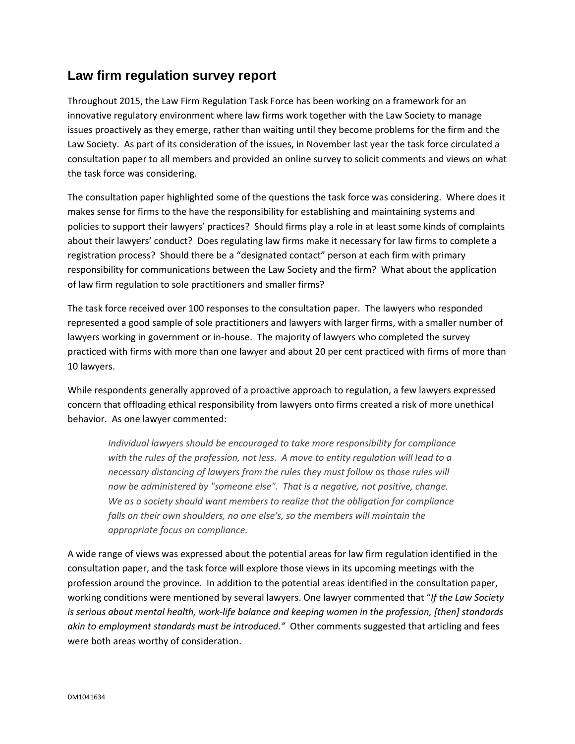# Law firm regulation survey report

Throughout 2015, the Law Firm Regulation Task Force has been working on a framework for an innovative regulatory environment where law firms work together with the Law Society to manage issues proactively as they emerge, rather than waiting until they become problems for the firm and the Law Society. As part of its consideration of the issues, in November last year the task force circulated a consultation paper to all members and provided an online survey to solicit comments and views on what the task force was considering.

The consultation paper highlighted some of the questions the task force was considering. Where does it makes sense for firms to the have the responsibility for establishing and maintaining systems and policies to support their lawyers' practices? Should firms play a role in at least some kinds of complaints about their lawyers' conduct? Does regulating law firms make it necessary for law firms to complete a registration process? Should there be a "designated contact" person at each firm with primary responsibility for communications between the Law Society and the firm? What about the application of law firm regulation to sole practitioners and smaller firms?

The task force received over 100 responses to the consultation paper. The lawyers who responded represented a good sample of sole practitioners and lawyers with larger firms, with a smaller number of lawyers working in government or in-house. The majority of lawyers who completed the survey practiced with firms with more than one lawyer and about 20 per cent practiced with firms of more than 10 lawyers.

While respondents generally approved of a proactive approach to regulation, a few lawyers expressed concern that offloading ethical responsibility from lawyers onto firms created a risk of more unethical behavior. As one lawyer commented:

> *Individual lawyers should be encouraged to take more responsibility for compliance with the rules of the profession, not less. A move to entity regulation will lead to a necessary distancing of lawyers from the rules they must follow as those rules will now be administered by "someone else". That is a negative, not positive, change. We as a society should want members to realize that the obligation for compliance falls on their own shoulders, no one else's, so the members will maintain the appropriate focus on compliance.*

A wide range of views was expressed about the potential areas for law firm regulation identified in the consultation paper, and the task force will explore those views in its upcoming meetings with the profession around the province. In addition to the potential areas identified in the consultation paper, working conditions were mentioned by several lawyers. One lawyer commented that "*If the Law Society is serious about mental health, work-life balance and keeping women in the profession, [then] standards akin to employment standards must be introduced.*" Other comments suggested that articling and fees were both areas worthy of consideration.

DM1041634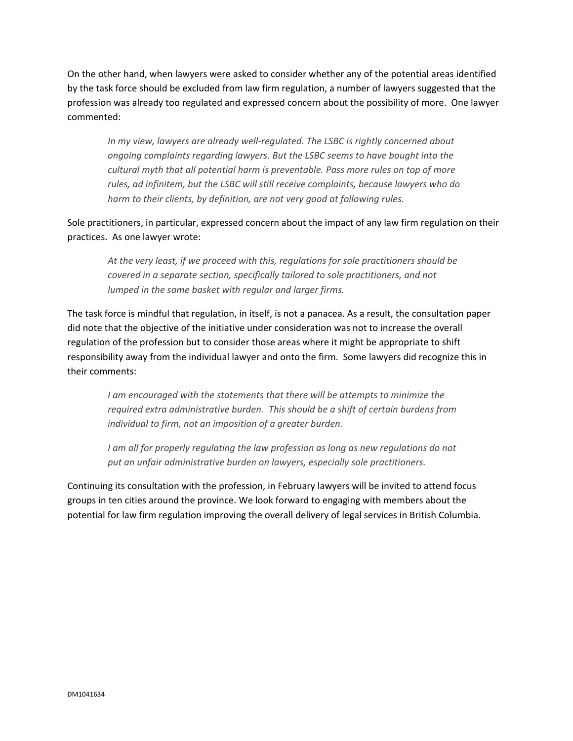On the other hand, when lawyers were asked to consider whether any of the potential areas identified by the task force should be excluded from law firm regulation, a number of lawyers suggested that the profession was already too regulated and expressed concern about the possibility of more. One lawyer commented:

> *In my view, lawyers are already well-regulated. The LSBC is rightly concerned about ongoing complaints regarding lawyers. But the LSBC seems to have bought into the cultural myth that all potential harm is preventable. Pass more rules on top of more rules, ad infinitem, but the LSBC will still receive complaints, because lawyers who do harm to their clients, by definition, are not very good at following rules.*

Sole practitioners, in particular, expressed concern about the impact of any law firm regulation on their practices. As one lawyer wrote:

> *At the very least, if we proceed with this, regulations for sole practitioners should be covered in a separate section, specifically tailored to sole practitioners, and not lumped in the same basket with regular and larger firms.*

The task force is mindful that regulation, in itself, is not a panacea. As a result, the consultation paper did note that the objective of the initiative under consideration was not to increase the overall regulation of the profession but to consider those areas where it might be appropriate to shift responsibility away from the individual lawyer and onto the firm. Some lawyers did recognize this in their comments:

> *I am encouraged with the statements that there will be attempts to minimize the required extra administrative burden. This should be a shift of certain burdens from individual to firm, not an imposition of a greater burden.*

> *I am all for properly regulating the law profession as long as new regulations do not put an unfair administrative burden on lawyers, especially sole practitioners.*

Continuing its consultation with the profession, in February lawyers will be invited to attend focus groups in ten cities around the province. We look forward to engaging with members about the potential for law firm regulation improving the overall delivery of legal services in British Columbia.

DM1041634